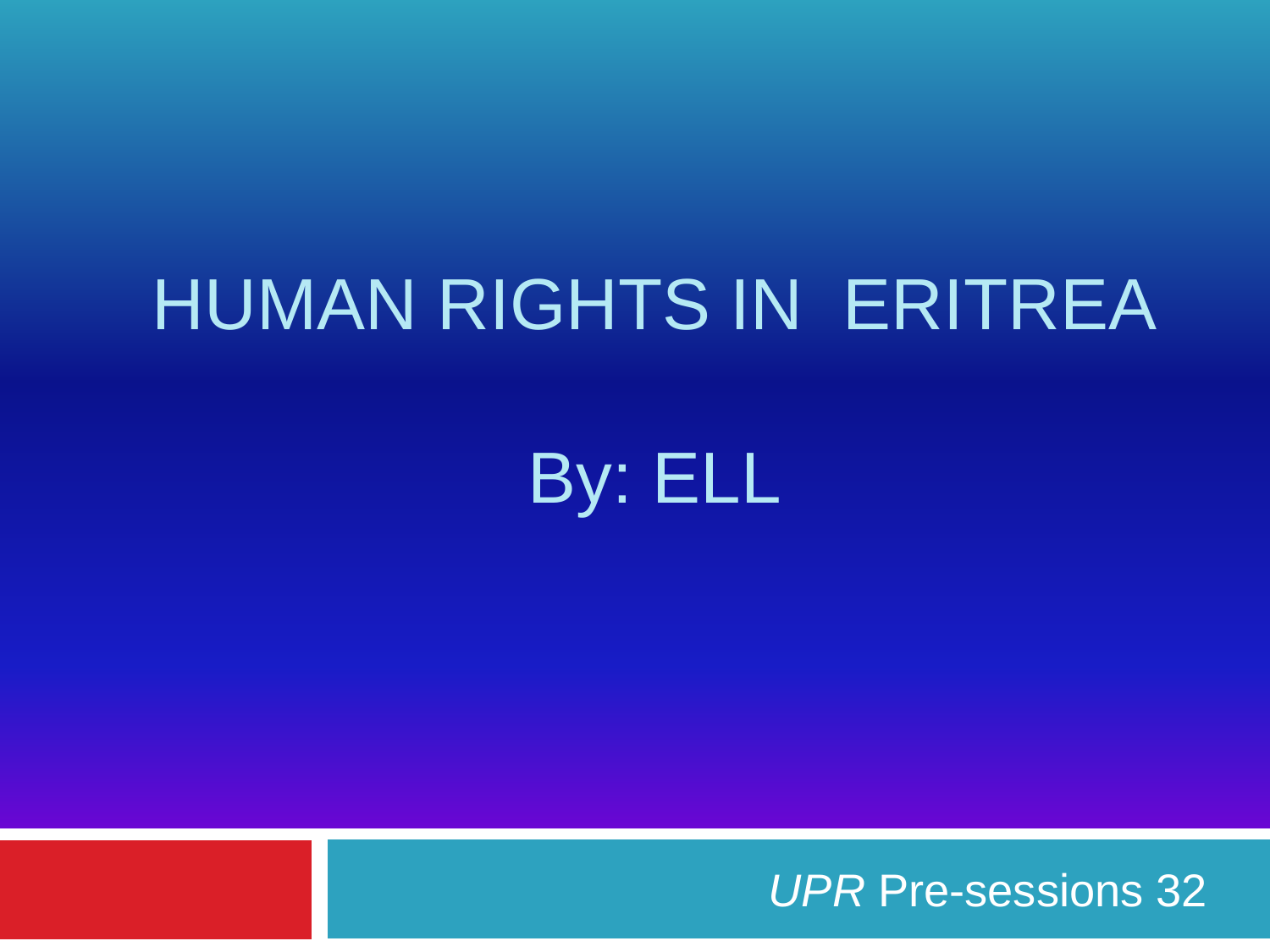# HUMAN RIGHTS IN ERITREA

By: ELL

*UPR* Pre-sessions 32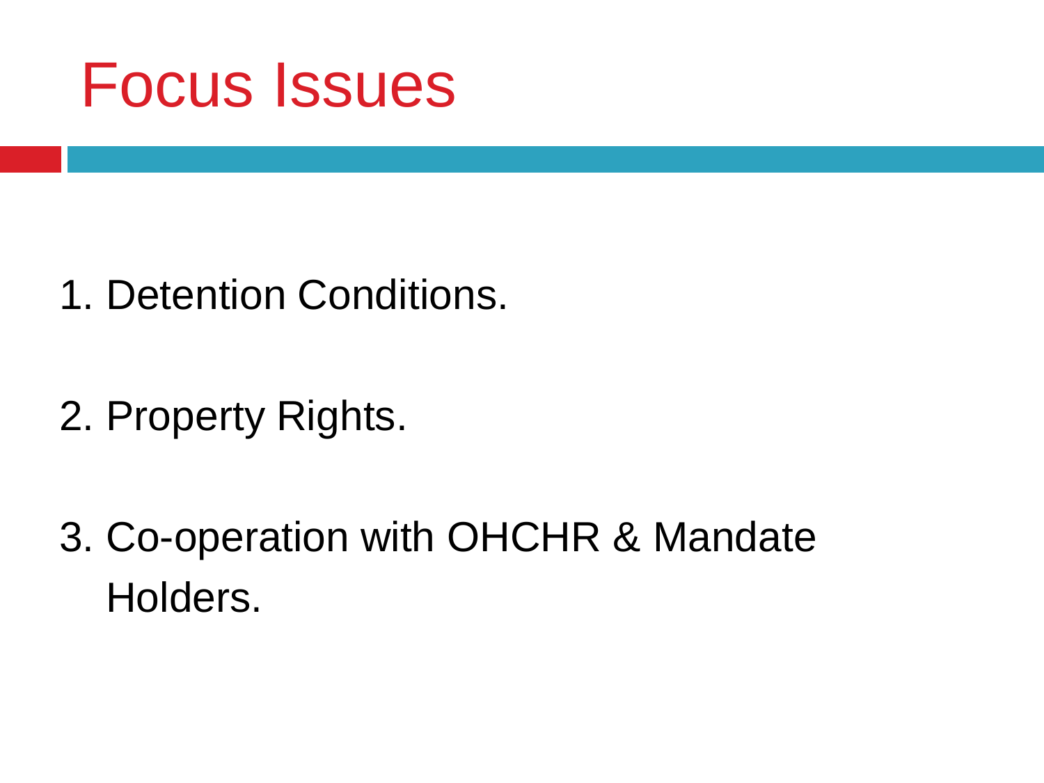# Focus Issues

1. Detention Conditions.
2. Property Rights.
3. Co-operation with OHCHR & Mandate Holders.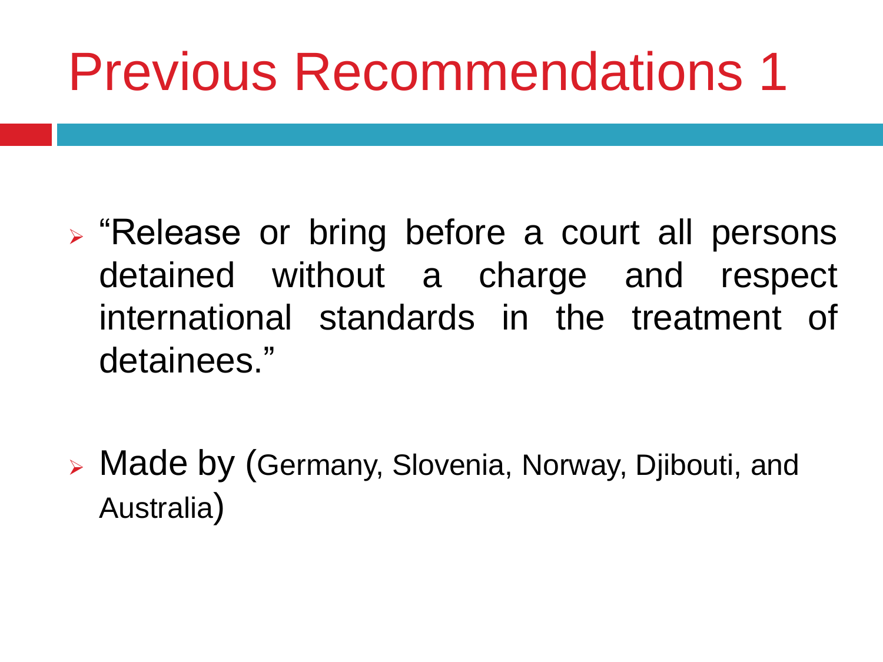# Previous Recommendations 1

- "Release or bring before a court all persons detained without a charge and respect international standards in the treatment of detainees."
- Made by (Germany, Slovenia, Norway, Djibouti, and Australia)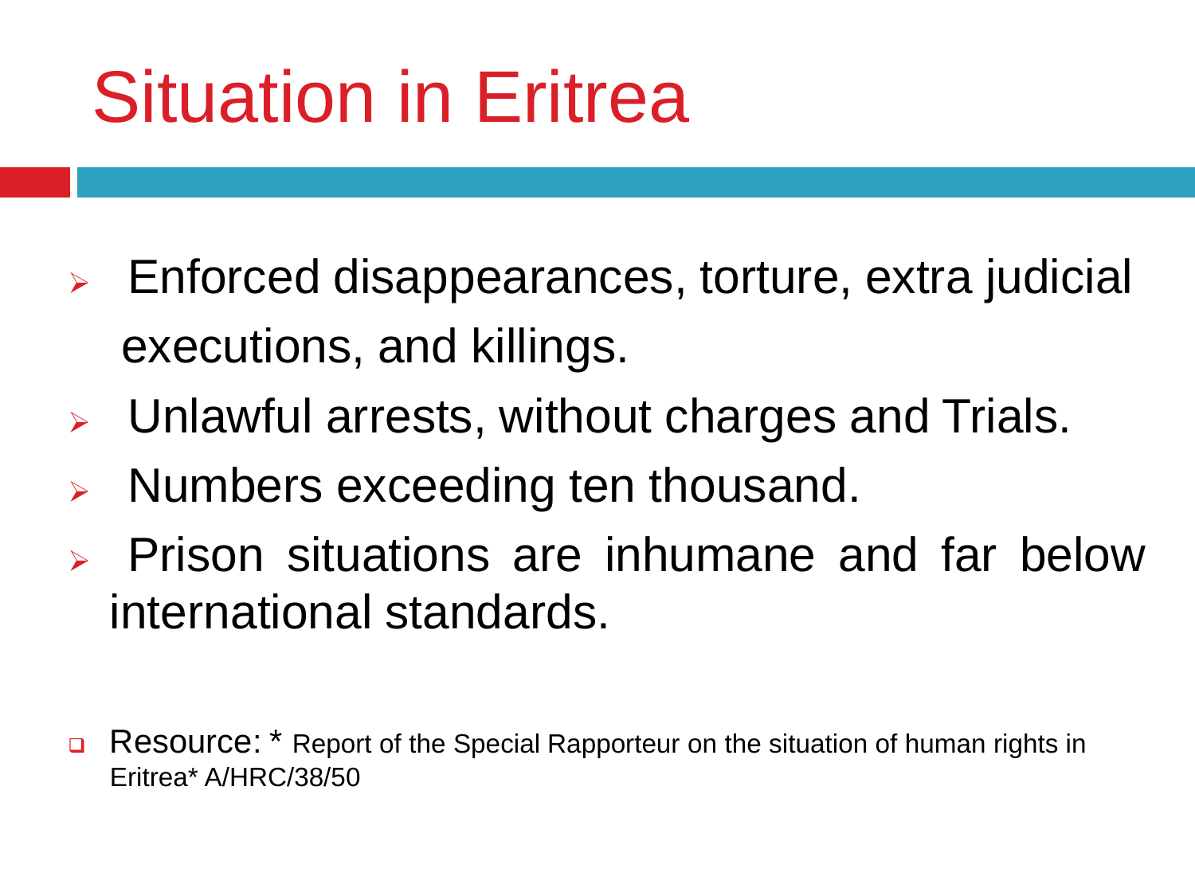# Situation in Eritrea

- Enforced disappearances, torture, extra judicial executions, and killings.
- Unlawful arrests, without charges and Trials.
- Numbers exceeding ten thousand.
- Prison situations are inhumane and far below international standards.

- Resource: * Report of the Special Rapporteur on the situation of human rights in Eritrea* A/HRC/38/50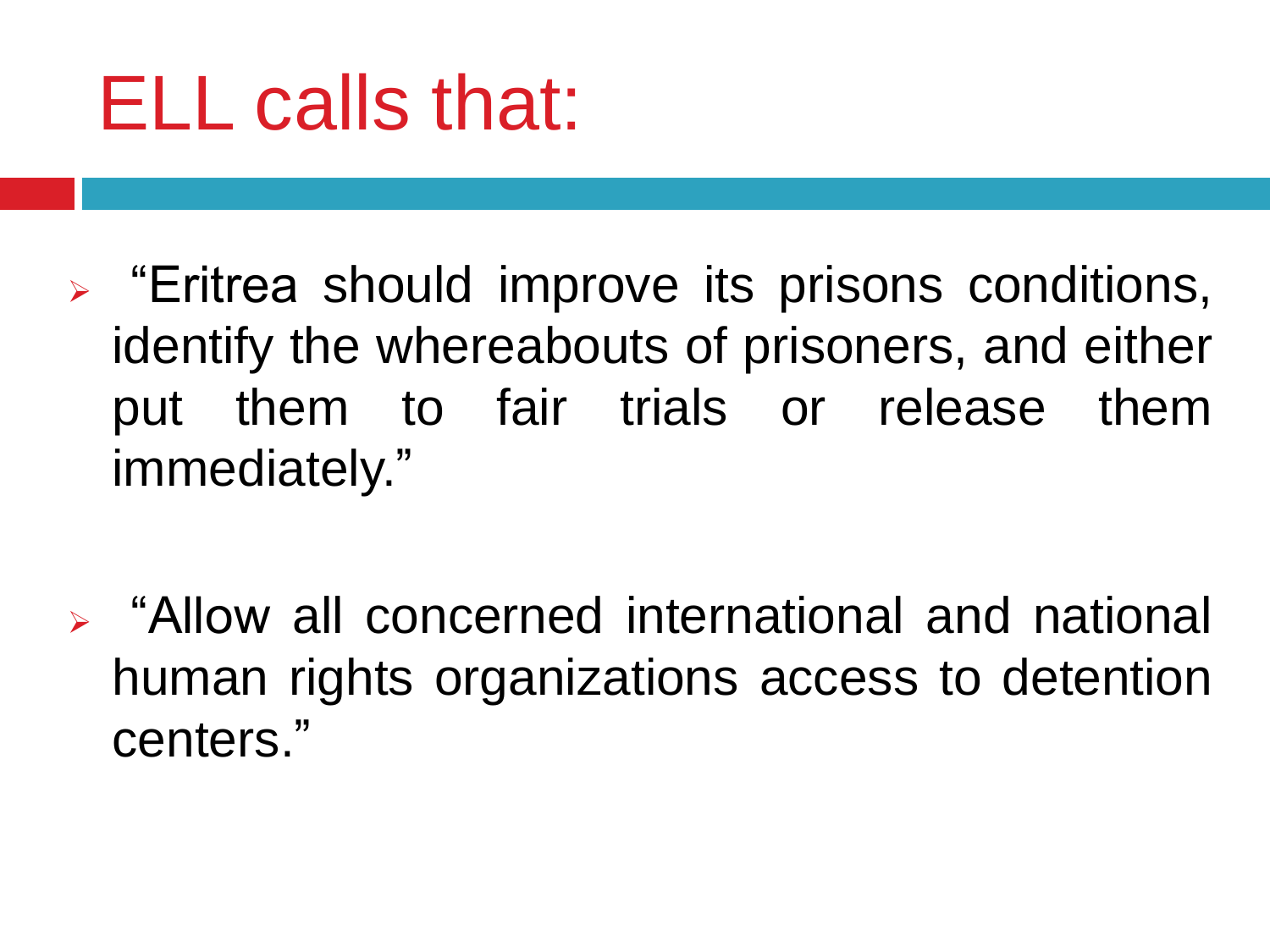# ELL calls that:

- "Eritrea should improve its prisons conditions, identify the whereabouts of prisoners, and either put them to fair trials or release them immediately."

- "Allow all concerned international and national human rights organizations access to detention centers."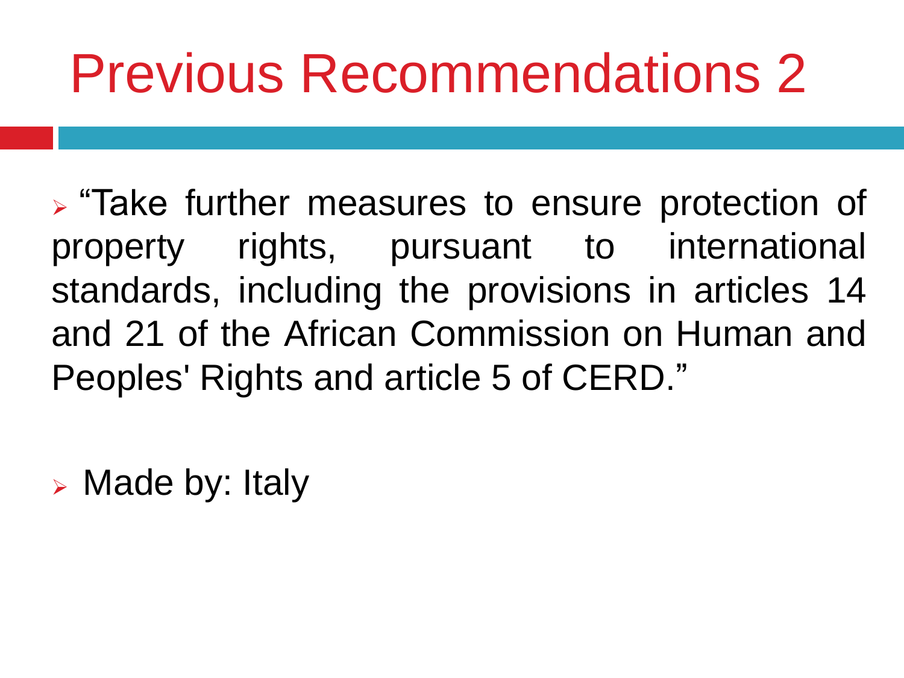# Previous Recommendations 2

- “Take further measures to ensure protection of property rights, pursuant to international standards, including the provisions in articles 14 and 21 of the African Commission on Human and Peoples' Rights and article 5 of CERD.”

- Made by: Italy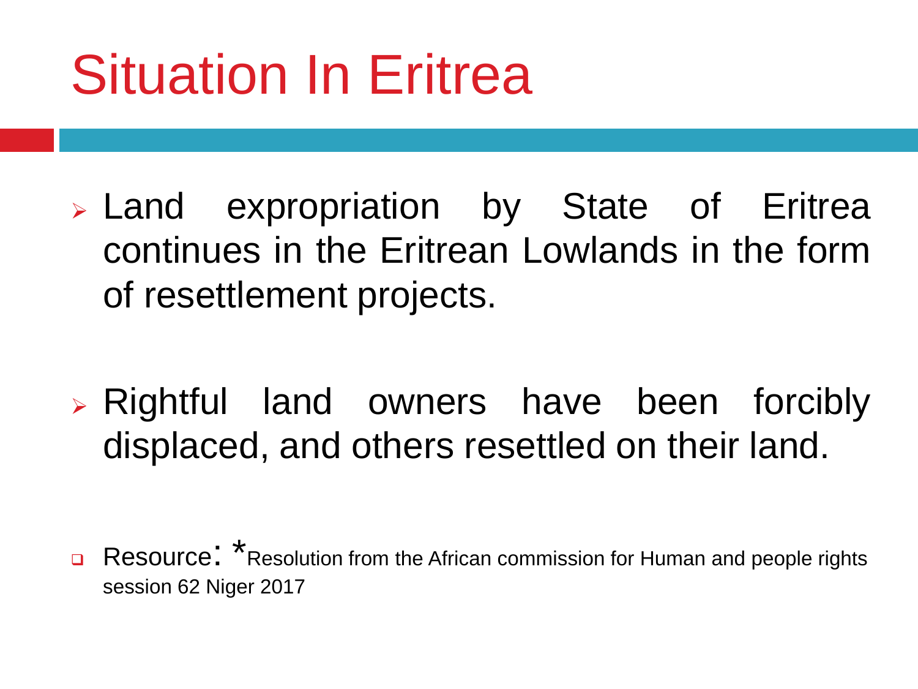# Situation In Eritrea

- Land expropriation by State of Eritrea continues in the Eritrean Lowlands in the form of resettlement projects.

- Rightful land owners have been forcibly displaced, and others resettled on their land.

- Resource: *Resolution from the African commission for Human and people rights session 62 Niger 2017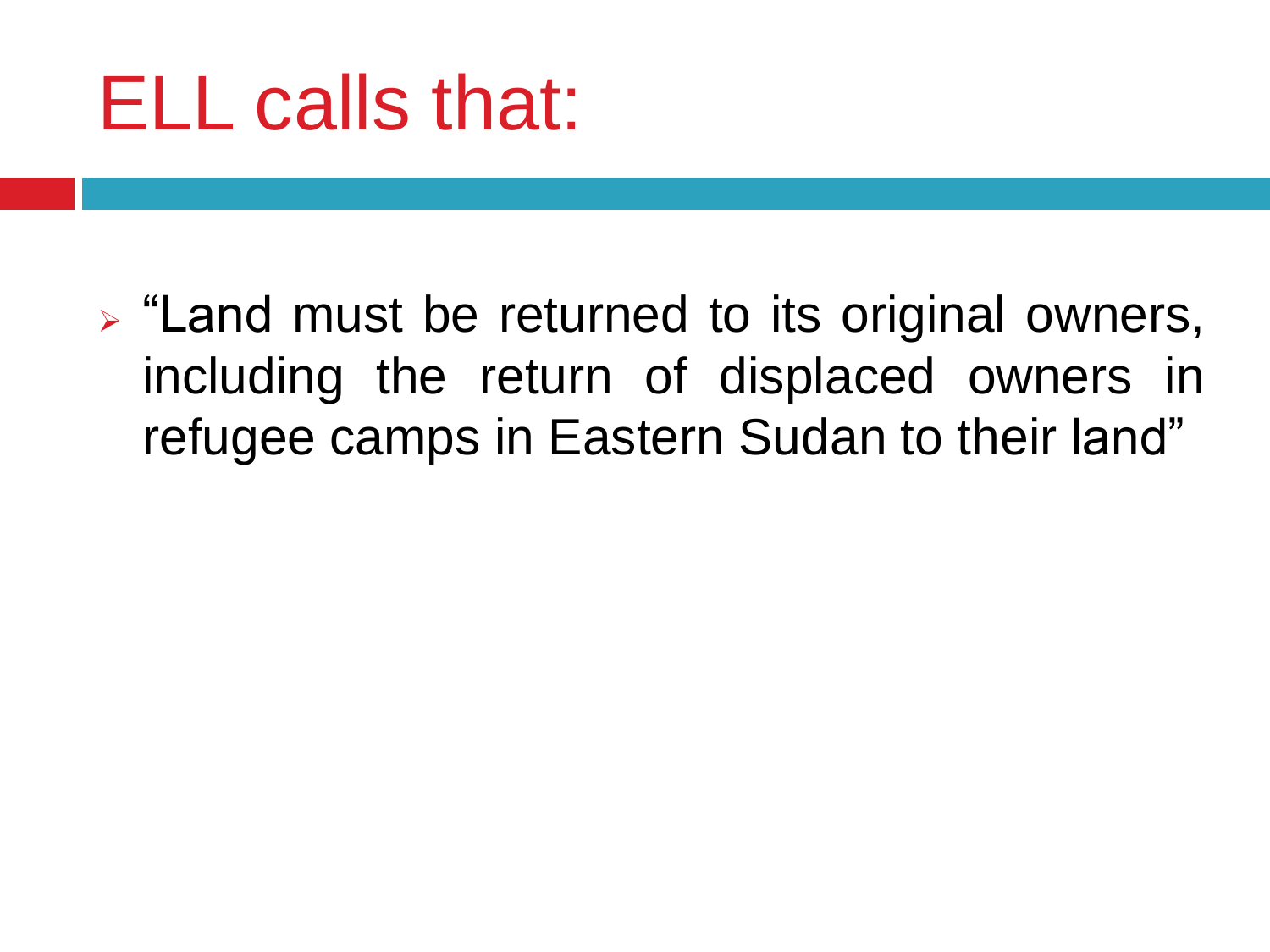# ELL calls that:

- "Land must be returned to its original owners, including the return of displaced owners in refugee camps in Eastern Sudan to their land"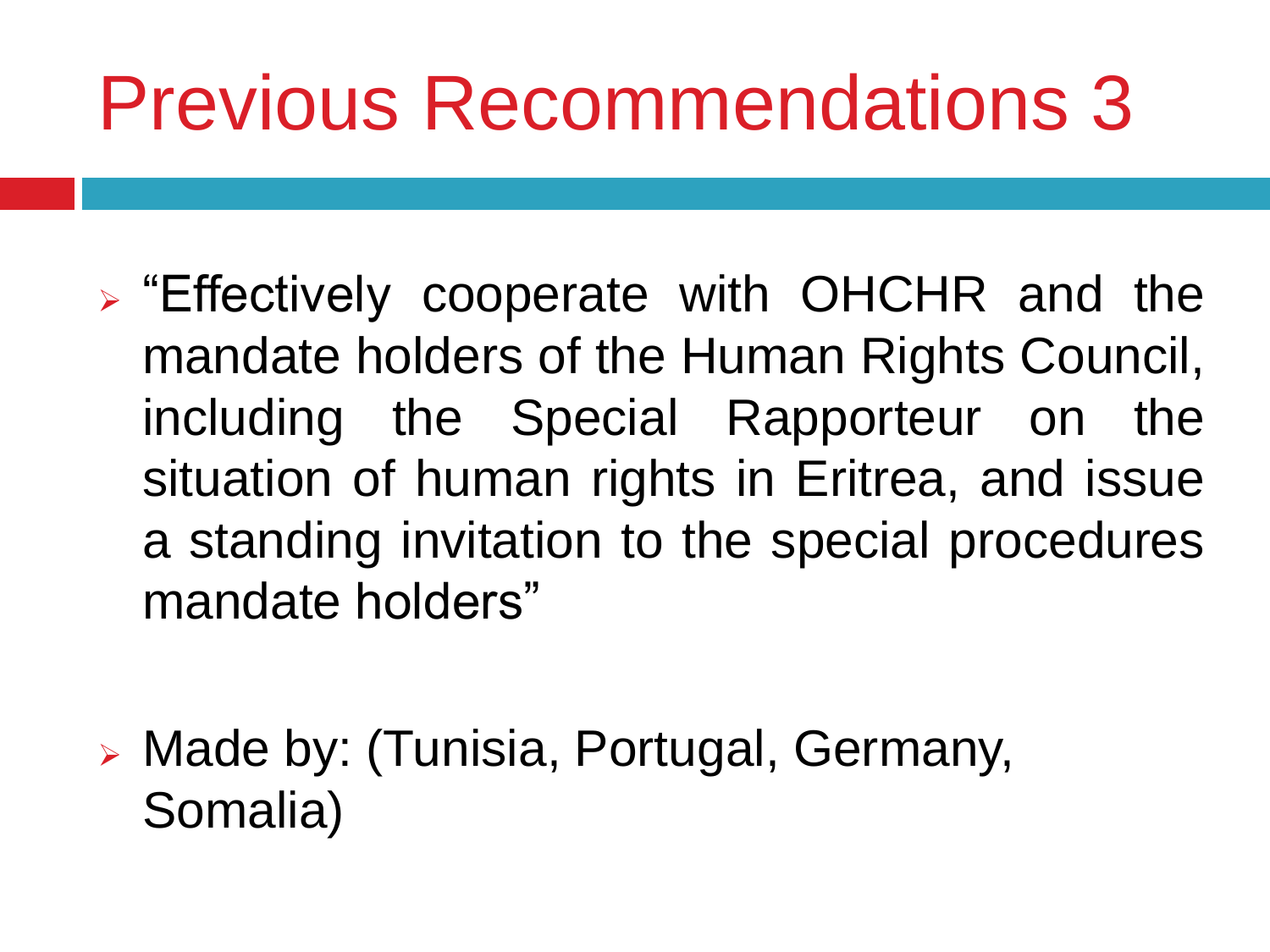# Previous Recommendations 3

- "Effectively cooperate with OHCHR and the mandate holders of the Human Rights Council, including the Special Rapporteur on the situation of human rights in Eritrea, and issue a standing invitation to the special procedures mandate holders"

- Made by: (Tunisia, Portugal, Germany, Somalia)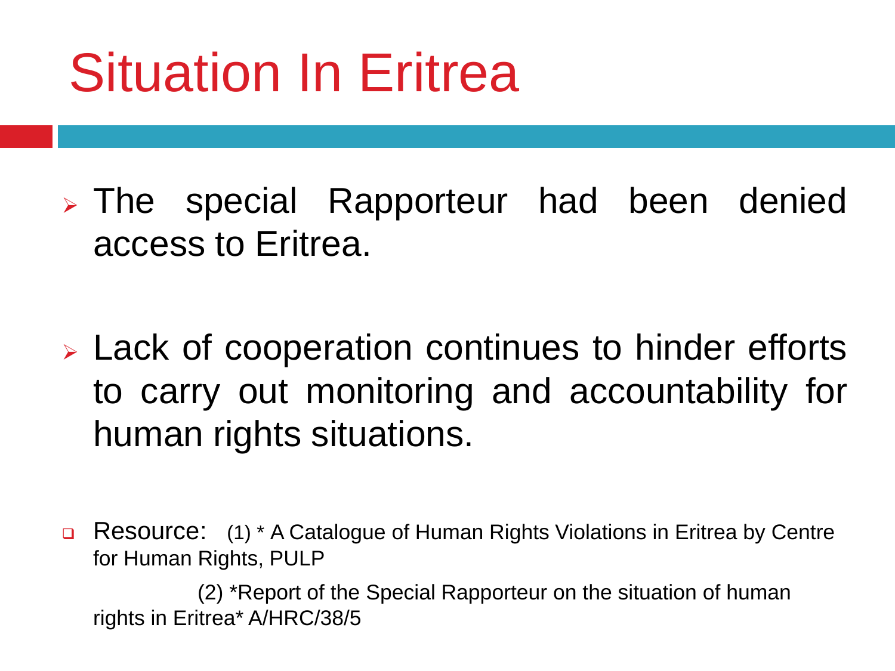# Situation In Eritrea

- The special Rapporteur had been denied access to Eritrea.

- Lack of cooperation continues to hinder efforts to carry out monitoring and accountability for human rights situations.

- Resource: (1) * A Catalogue of Human Rights Violations in Eritrea by Centre for Human Rights, PULP

  (2) *Report of the Special Rapporteur on the situation of human rights in Eritrea* A/HRC/38/5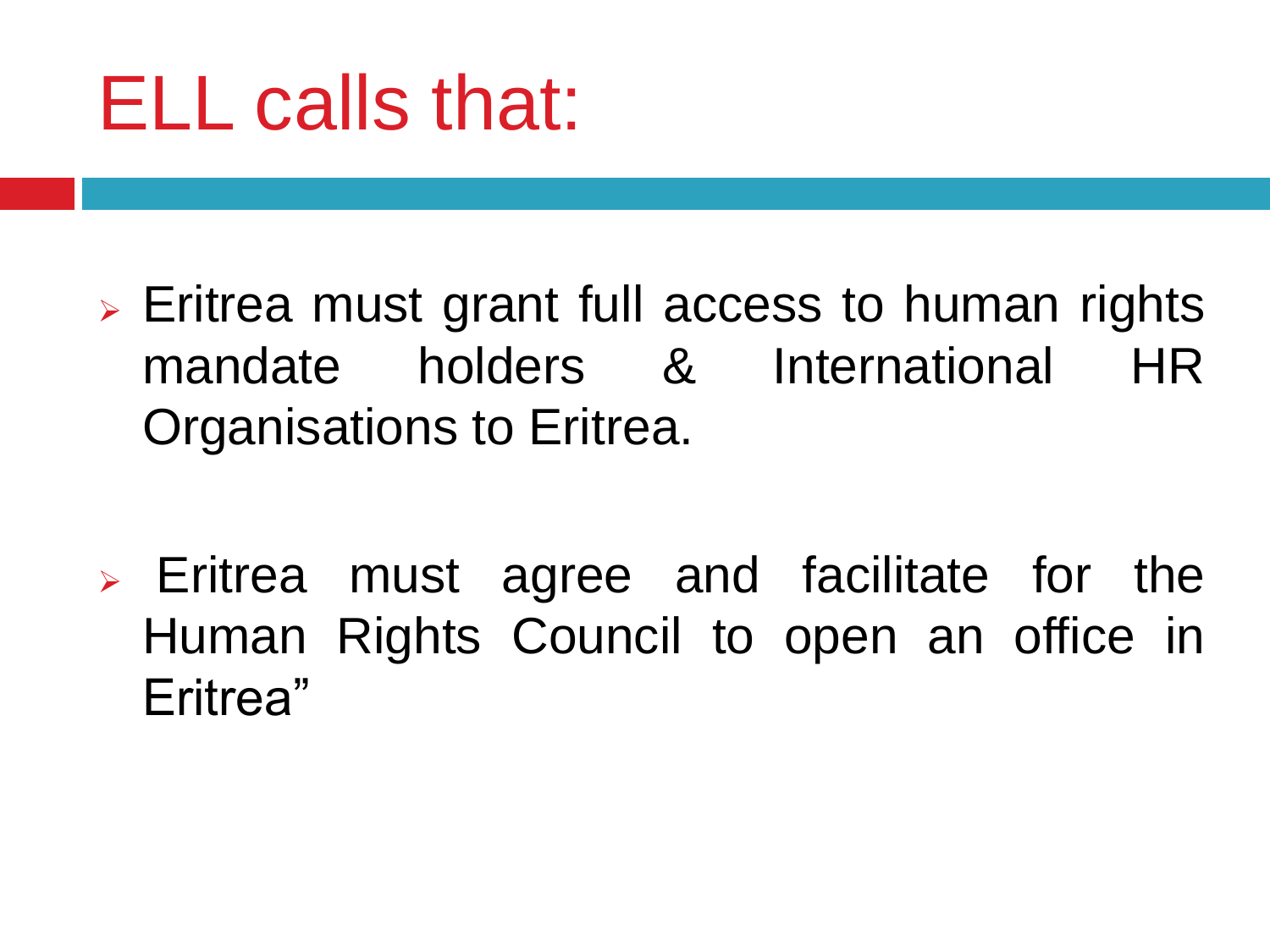# ELL calls that:

- Eritrea must grant full access to human rights mandate holders & International HR Organisations to Eritrea.

- Eritrea must agree and facilitate for the Human Rights Council to open an office in Eritrea"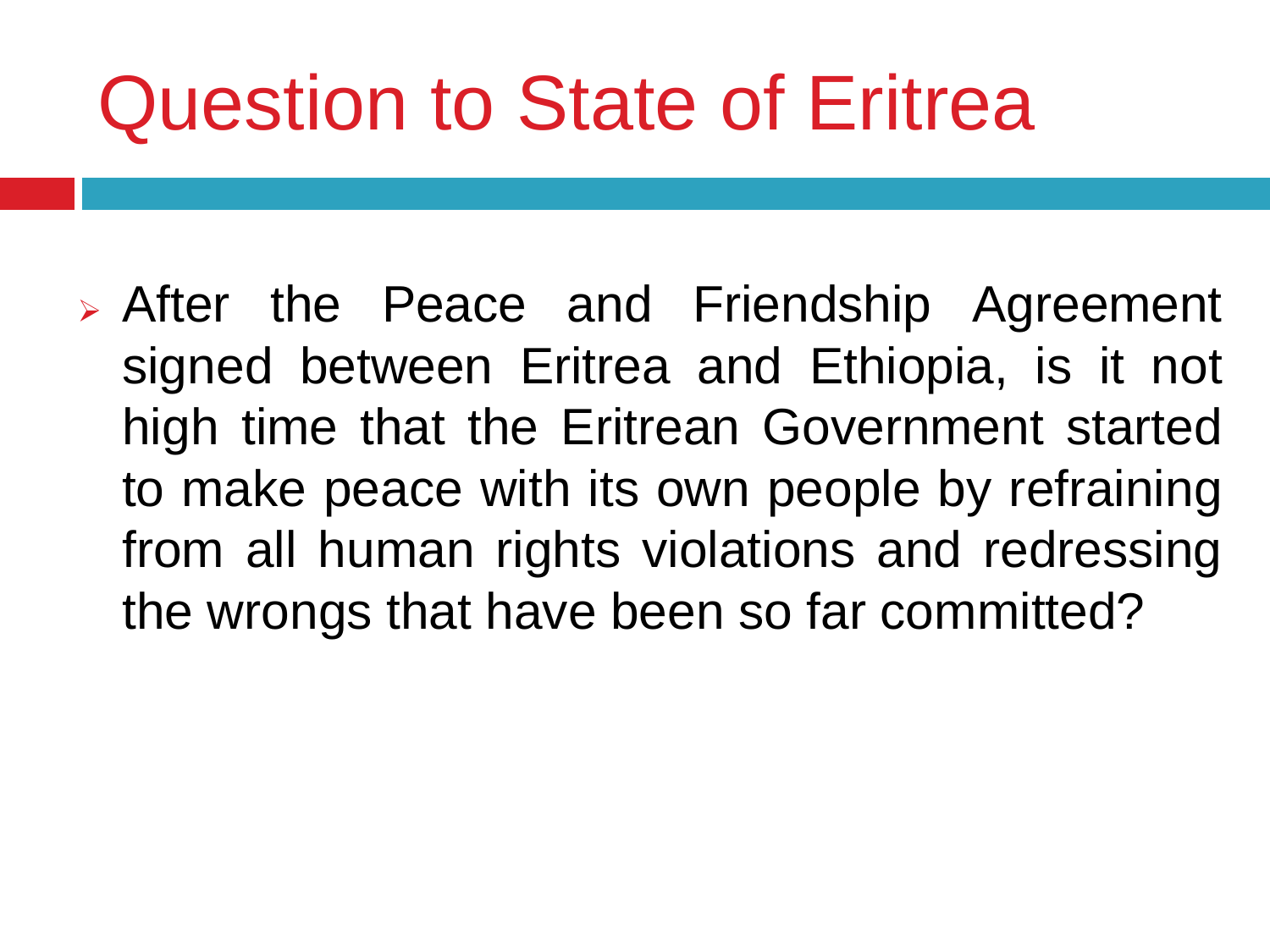# Question to State of Eritrea

- After the Peace and Friendship Agreement signed between Eritrea and Ethiopia, is it not high time that the Eritrean Government started to make peace with its own people by refraining from all human rights violations and redressing the wrongs that have been so far committed?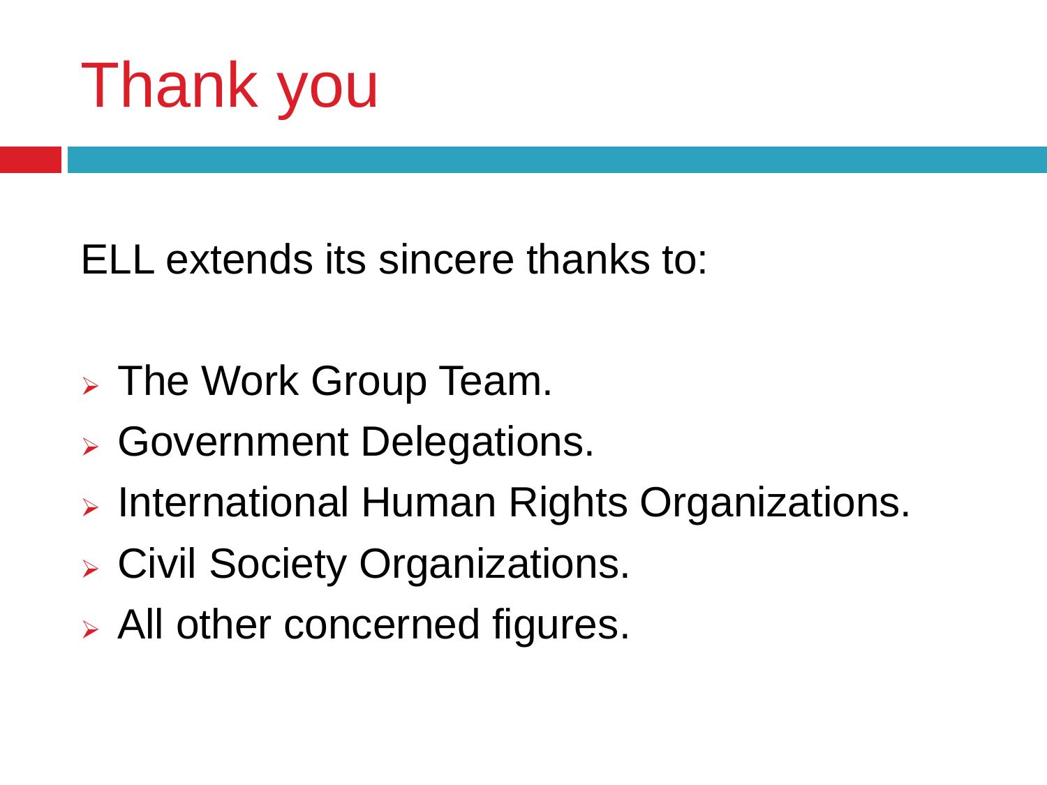# Thank you

ELL extends its sincere thanks to:

- The Work Group Team.
- Government Delegations.
- International Human Rights Organizations.
- Civil Society Organizations.
- All other concerned figures.